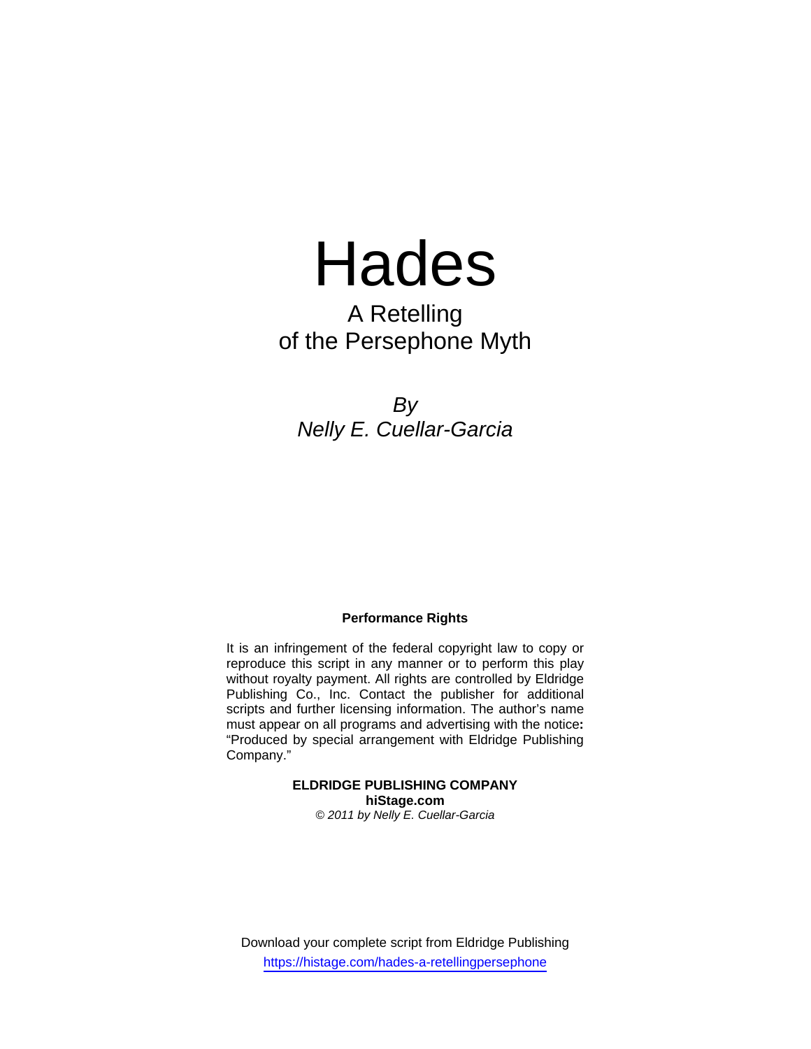# Hades

## A Retelling of the Persephone Myth

*By*
*Nelly E. Cuellar-Garcia*

**Performance Rights**

It is an infringement of the federal copyright law to copy or reproduce this script in any manner or to perform this play without royalty payment. All rights are controlled by Eldridge Publishing Co., Inc. Contact the publisher for additional scripts and further licensing information. The author's name must appear on all programs and advertising with the notice**:** "Produced by special arrangement with Eldridge Publishing Company."

**ELDRIDGE PUBLISHING COMPANY**
**hiStage.com**
*© 2011 by Nelly E. Cuellar-Garcia*

Download your complete script from Eldridge Publishing
https://histage.com/hades-a-retellingpersephone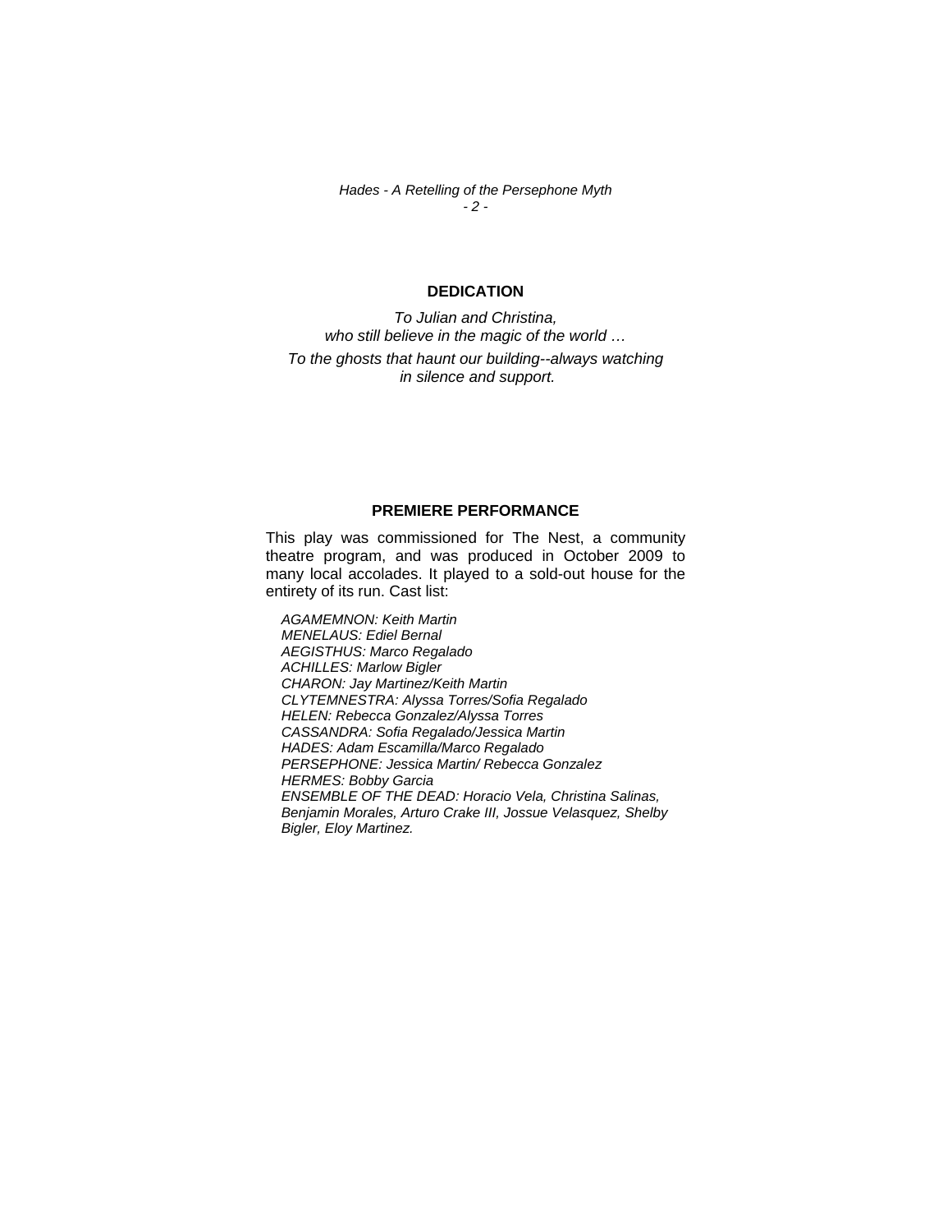## DEDICATION

*To Julian and Christina,*
*who still believe in the magic of the world …*

*To the ghosts that haunt our building--always watching*
*in silence and support.*

## PREMIERE PERFORMANCE

This play was commissioned for The Nest, a community theatre program, and was produced in October 2009 to many local accolades. It played to a sold-out house for the entirety of its run. Cast list:

*AGAMEMNON: Keith Martin*
*MENELAUS: Ediel Bernal*
*AEGISTHUS: Marco Regalado*
*ACHILLES: Marlow Bigler*
*CHARON: Jay Martinez/Keith Martin*
*CLYTEMNESTRA: Alyssa Torres/Sofia Regalado*
*HELEN: Rebecca Gonzalez/Alyssa Torres*
*CASSANDRA: Sofia Regalado/Jessica Martin*
*HADES: Adam Escamilla/Marco Regalado*
*PERSEPHONE: Jessica Martin/ Rebecca Gonzalez*
*HERMES: Bobby Garcia*
*ENSEMBLE OF THE DEAD: Horacio Vela, Christina Salinas, Benjamin Morales, Arturo Crake III, Jossue Velasquez, Shelby Bigler, Eloy Martinez.*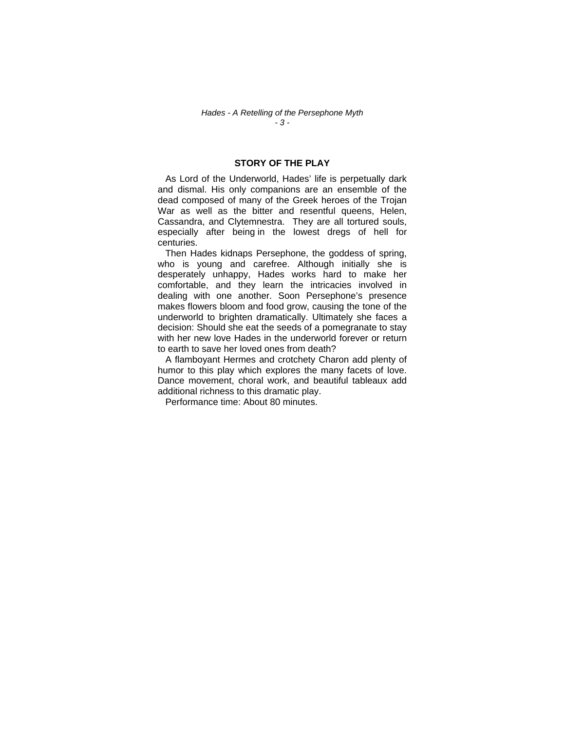## STORY OF THE PLAY

As Lord of the Underworld, Hades' life is perpetually dark and dismal. His only companions are an ensemble of the dead composed of many of the Greek heroes of the Trojan War as well as the bitter and resentful queens, Helen, Cassandra, and Clytemnestra. They are all tortured souls, especially after being in the lowest dregs of hell for centuries.

Then Hades kidnaps Persephone, the goddess of spring, who is young and carefree. Although initially she is desperately unhappy, Hades works hard to make her comfortable, and they learn the intricacies involved in dealing with one another. Soon Persephone's presence makes flowers bloom and food grow, causing the tone of the underworld to brighten dramatically. Ultimately she faces a decision: Should she eat the seeds of a pomegranate to stay with her new love Hades in the underworld forever or return to earth to save her loved ones from death?

A flamboyant Hermes and crotchety Charon add plenty of humor to this play which explores the many facets of love. Dance movement, choral work, and beautiful tableaux add additional richness to this dramatic play.

Performance time: About 80 minutes.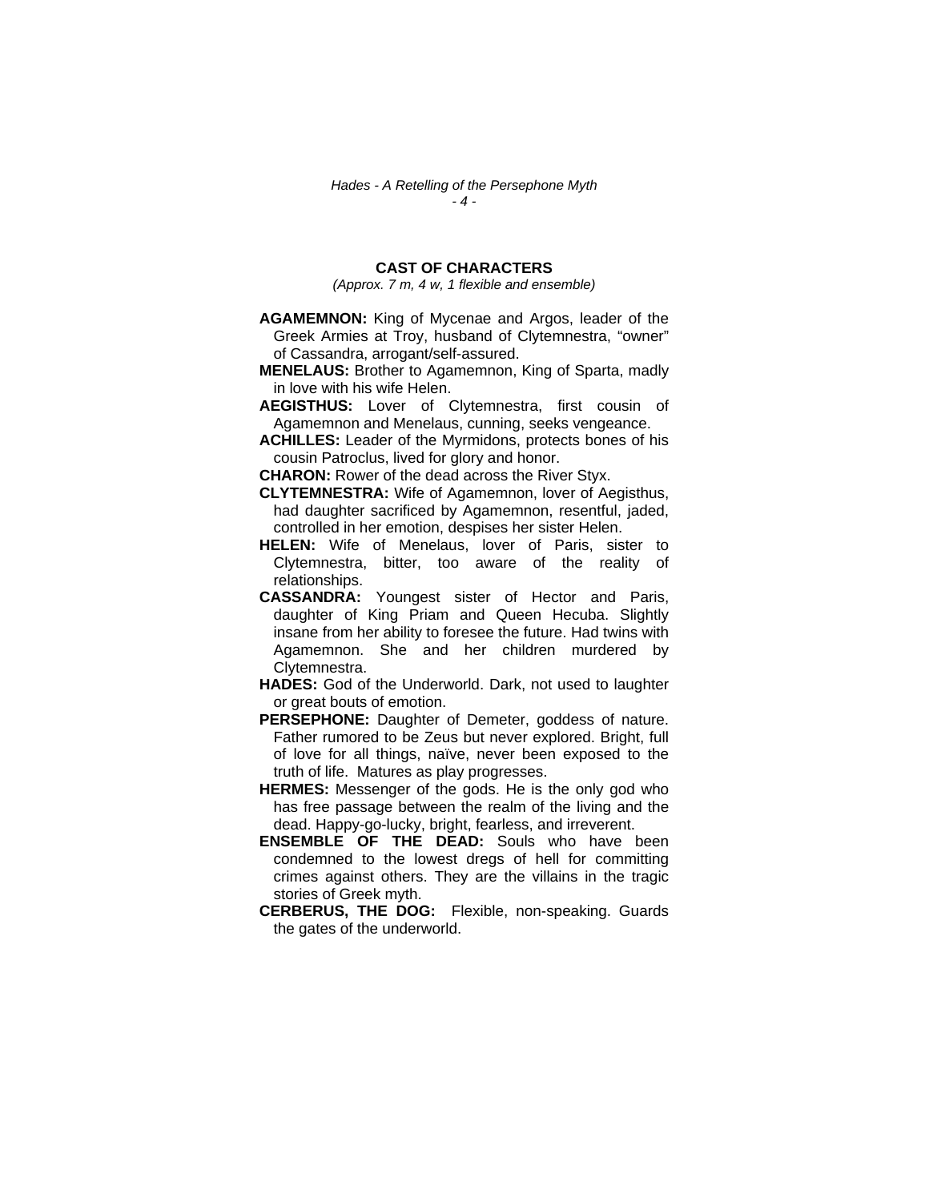## CAST OF CHARACTERS

*(Approx. 7 m, 4 w, 1 flexible and ensemble)*

**AGAMEMNON:** King of Mycenae and Argos, leader of the Greek Armies at Troy, husband of Clytemnestra, "owner" of Cassandra, arrogant/self-assured.

**MENELAUS:** Brother to Agamemnon, King of Sparta, madly in love with his wife Helen.

**AEGISTHUS:** Lover of Clytemnestra, first cousin of Agamemnon and Menelaus, cunning, seeks vengeance.

**ACHILLES:** Leader of the Myrmidons, protects bones of his cousin Patroclus, lived for glory and honor.

**CHARON:** Rower of the dead across the River Styx.

**CLYTEMNESTRA:** Wife of Agamemnon, lover of Aegisthus, had daughter sacrificed by Agamemnon, resentful, jaded, controlled in her emotion, despises her sister Helen.

**HELEN:** Wife of Menelaus, lover of Paris, sister to Clytemnestra, bitter, too aware of the reality of relationships.

**CASSANDRA:** Youngest sister of Hector and Paris, daughter of King Priam and Queen Hecuba. Slightly insane from her ability to foresee the future. Had twins with Agamemnon. She and her children murdered by Clytemnestra.

**HADES:** God of the Underworld. Dark, not used to laughter or great bouts of emotion.

**PERSEPHONE:** Daughter of Demeter, goddess of nature. Father rumored to be Zeus but never explored. Bright, full of love for all things, naïve, never been exposed to the truth of life. Matures as play progresses.

**HERMES:** Messenger of the gods. He is the only god who has free passage between the realm of the living and the dead. Happy-go-lucky, bright, fearless, and irreverent.

**ENSEMBLE OF THE DEAD:** Souls who have been condemned to the lowest dregs of hell for committing crimes against others. They are the villains in the tragic stories of Greek myth.

**CERBERUS, THE DOG:** Flexible, non-speaking. Guards the gates of the underworld.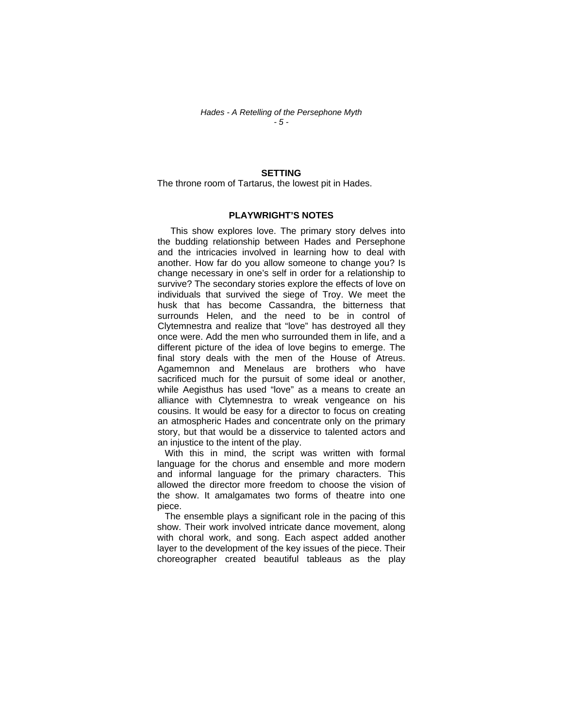## SETTING

The throne room of Tartarus, the lowest pit in Hades.

## PLAYWRIGHT'S NOTES

This show explores love. The primary story delves into the budding relationship between Hades and Persephone and the intricacies involved in learning how to deal with another. How far do you allow someone to change you? Is change necessary in one's self in order for a relationship to survive? The secondary stories explore the effects of love on individuals that survived the siege of Troy. We meet the husk that has become Cassandra, the bitterness that surrounds Helen, and the need to be in control of Clytemnestra and realize that "love" has destroyed all they once were. Add the men who surrounded them in life, and a different picture of the idea of love begins to emerge. The final story deals with the men of the House of Atreus. Agamemnon and Menelaus are brothers who have sacrificed much for the pursuit of some ideal or another, while Aegisthus has used "love" as a means to create an alliance with Clytemnestra to wreak vengeance on his cousins. It would be easy for a director to focus on creating an atmospheric Hades and concentrate only on the primary story, but that would be a disservice to talented actors and an injustice to the intent of the play.

With this in mind, the script was written with formal language for the chorus and ensemble and more modern and informal language for the primary characters. This allowed the director more freedom to choose the vision of the show. It amalgamates two forms of theatre into one piece.

The ensemble plays a significant role in the pacing of this show. Their work involved intricate dance movement, along with choral work, and song. Each aspect added another layer to the development of the key issues of the piece. Their choreographer created beautiful tableaus as the play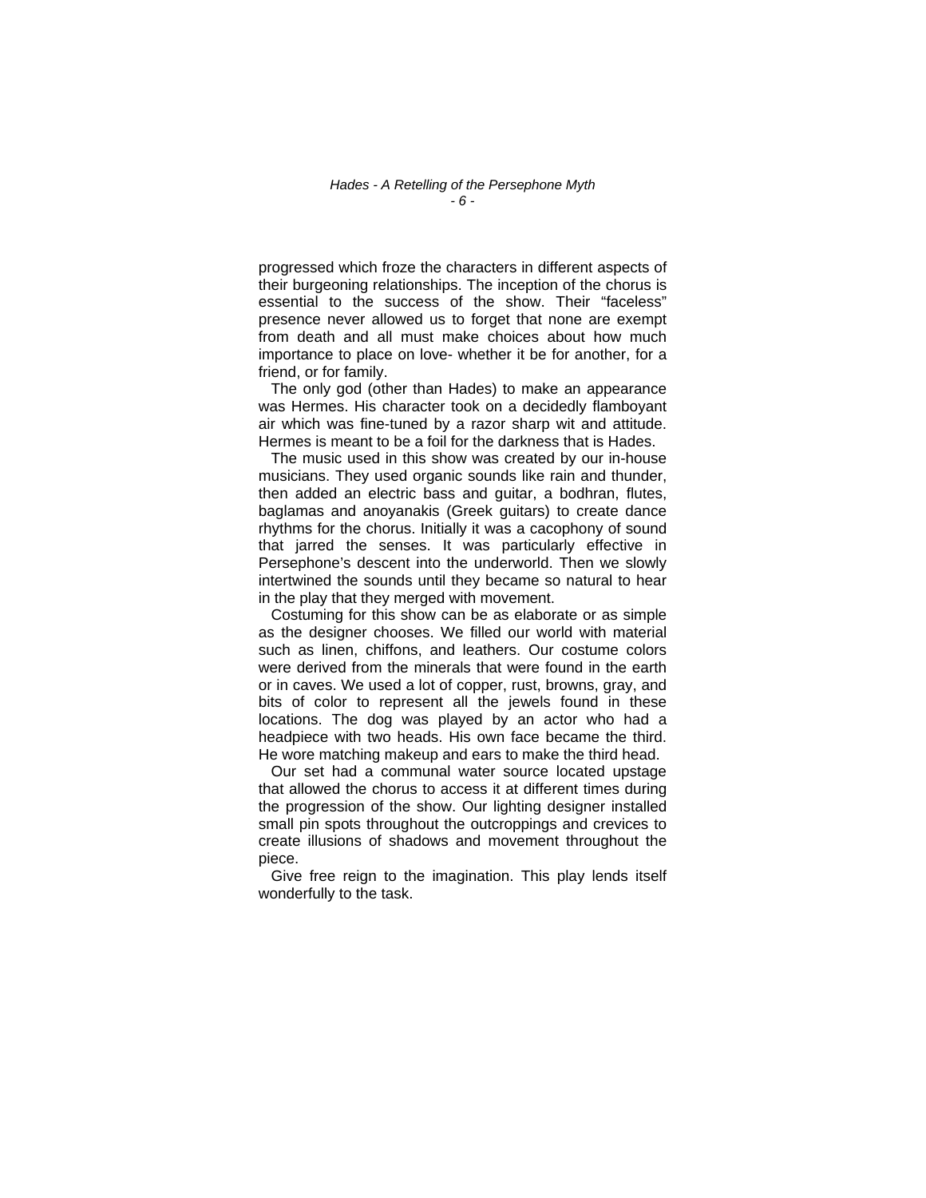progressed which froze the characters in different aspects of their burgeoning relationships. The inception of the chorus is essential to the success of the show. Their "faceless" presence never allowed us to forget that none are exempt from death and all must make choices about how much importance to place on love- whether it be for another, for a friend, or for family.

The only god (other than Hades) to make an appearance was Hermes. His character took on a decidedly flamboyant air which was fine-tuned by a razor sharp wit and attitude. Hermes is meant to be a foil for the darkness that is Hades.

The music used in this show was created by our in-house musicians. They used organic sounds like rain and thunder, then added an electric bass and guitar, a bodhran, flutes, baglamas and anoyanakis (Greek guitars) to create dance rhythms for the chorus. Initially it was a cacophony of sound that jarred the senses. It was particularly effective in Persephone's descent into the underworld. Then we slowly intertwined the sounds until they became so natural to hear in the play that they merged with movement.

Costuming for this show can be as elaborate or as simple as the designer chooses. We filled our world with material such as linen, chiffons, and leathers. Our costume colors were derived from the minerals that were found in the earth or in caves. We used a lot of copper, rust, browns, gray, and bits of color to represent all the jewels found in these locations. The dog was played by an actor who had a headpiece with two heads. His own face became the third. He wore matching makeup and ears to make the third head.

Our set had a communal water source located upstage that allowed the chorus to access it at different times during the progression of the show. Our lighting designer installed small pin spots throughout the outcroppings and crevices to create illusions of shadows and movement throughout the piece.

Give free reign to the imagination. This play lends itself wonderfully to the task.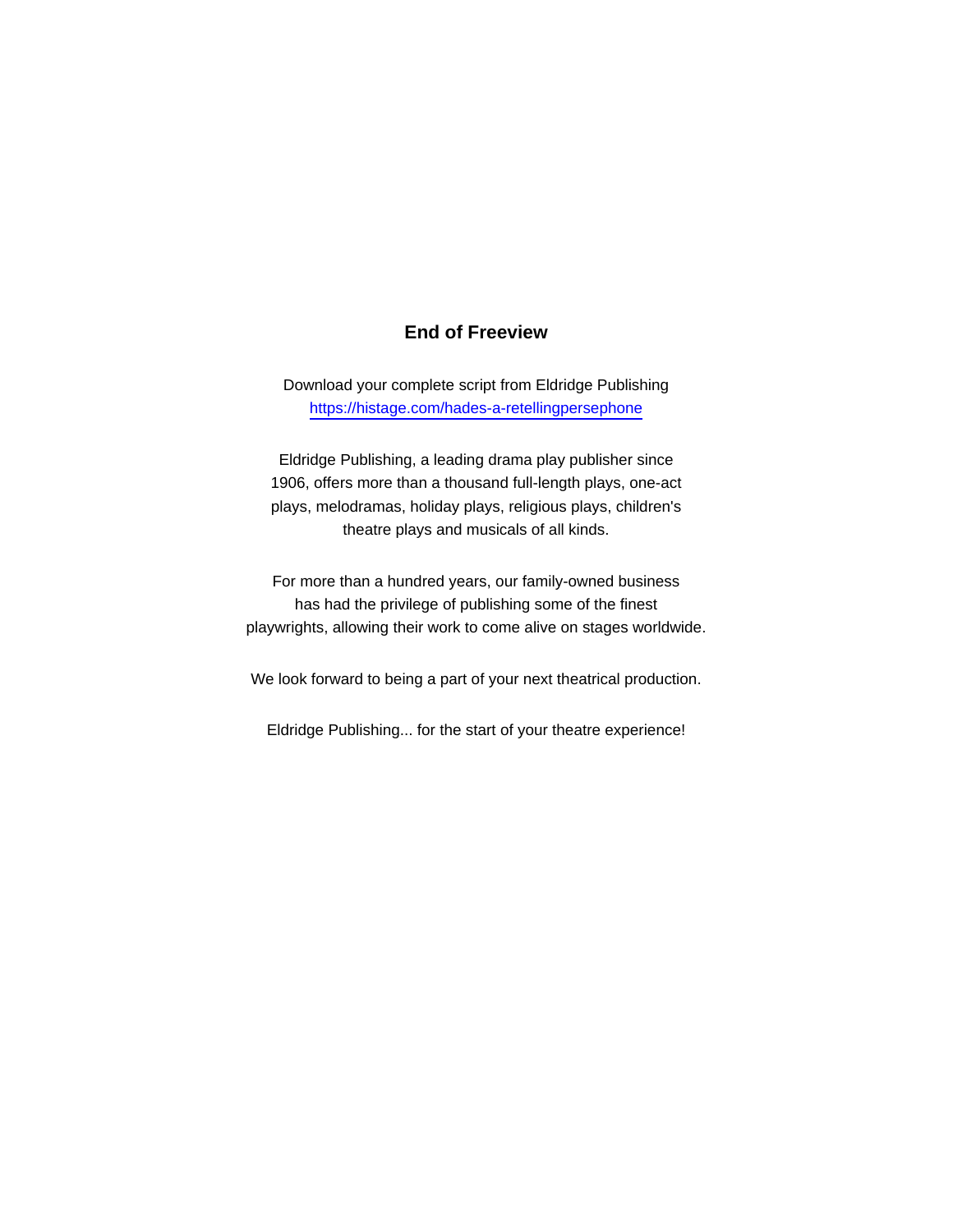## End of Freeview

Download your complete script from Eldridge Publishing
https://histage.com/hades-a-retellingpersephone

Eldridge Publishing, a leading drama play publisher since 1906, offers more than a thousand full-length plays, one-act plays, melodramas, holiday plays, religious plays, children's theatre plays and musicals of all kinds.

For more than a hundred years, our family-owned business has had the privilege of publishing some of the finest playwrights, allowing their work to come alive on stages worldwide.

We look forward to being a part of your next theatrical production.

Eldridge Publishing... for the start of your theatre experience!